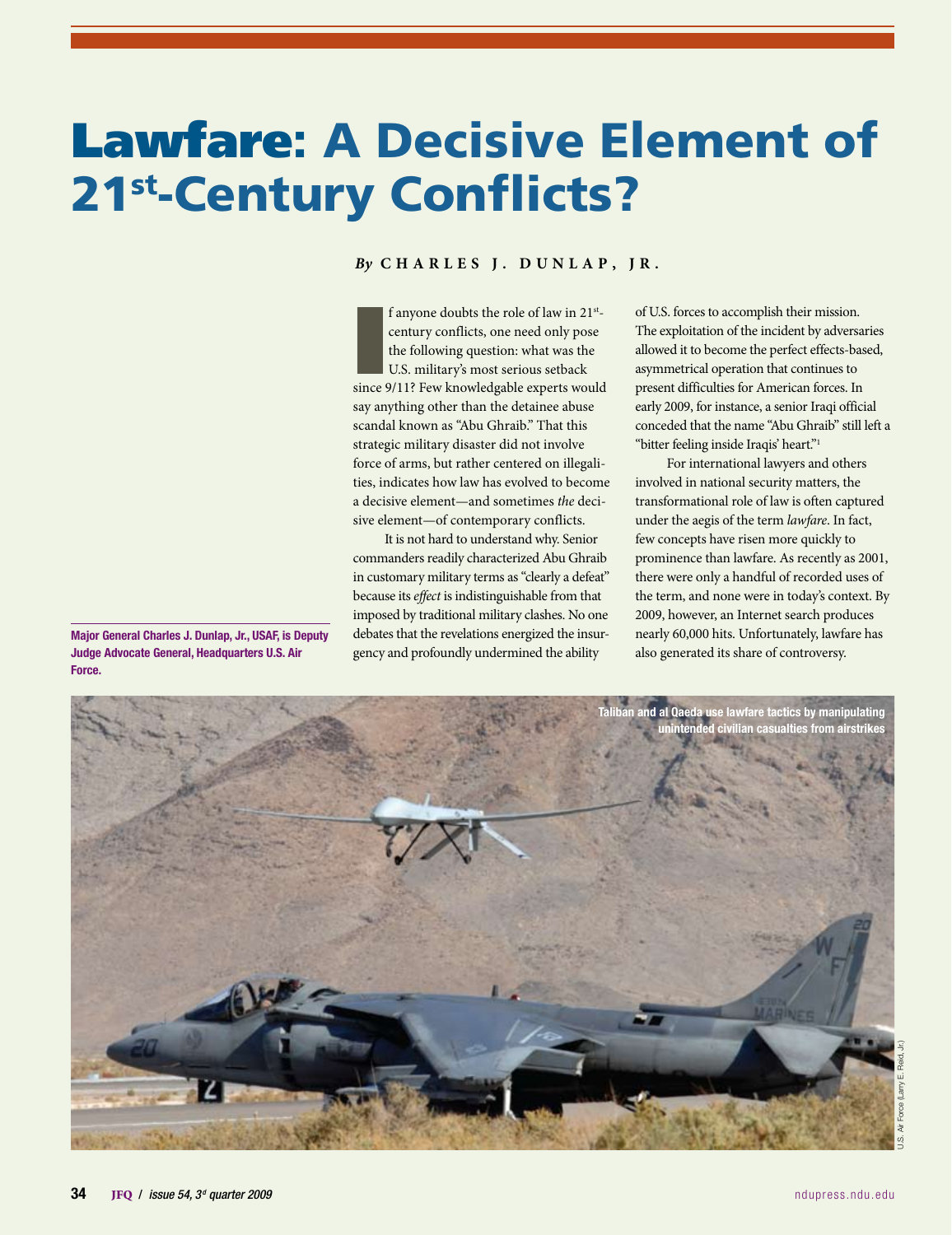# Lawfare: A Decisive Element of 21st-Century Conflicts?

*By* **CHARLES J. DUNLAP, JR.**

**Major General Charles J. Dunlap, Jr., USAF, is Deputy Judge Advocate General, Headquarters U.S. Air Force.**

If anyone doubts the role of law in 21st-century conflicts, one need only pose the following question: what was the U.S. military's most serious setback since 9/11? Few knowledgable experts would say anything other than the detainee abuse scandal known as "Abu Ghraib." That this strategic military disaster did not involve force of arms, but rather centered on illegalities, indicates how law has evolved to become a decisive element—and sometimes *the* decisive element—of contemporary conflicts.

It is not hard to understand why. Senior commanders readily characterized Abu Ghraib in customary military terms as "clearly a defeat" because its *effect* is indistinguishable from that imposed by traditional military clashes. No one debates that the revelations energized the insurgency and profoundly undermined the ability of U.S. forces to accomplish their mission. The exploitation of the incident by adversaries allowed it to become the perfect effects-based, asymmetrical operation that continues to present difficulties for American forces. In early 2009, for instance, a senior Iraqi official conceded that the name "Abu Ghraib" still left a "bitter feeling inside Iraqis' heart."[1]

For international lawyers and others involved in national security matters, the transformational role of law is often captured under the aegis of the term *lawfare*. In fact, few concepts have risen more quickly to prominence than lawfare. As recently as 2001, there were only a handful of recorded uses of the term, and none were in today's context. By 2009, however, an Internet search produces nearly 60,000 hits. Unfortunately, lawfare has also generated its share of controversy.

Taliban and al Qaeda use lawfare tactics by manipulating unintended civilian casualties from airstrikes

U.S. Air Force (Larry E. Reid, Jr.)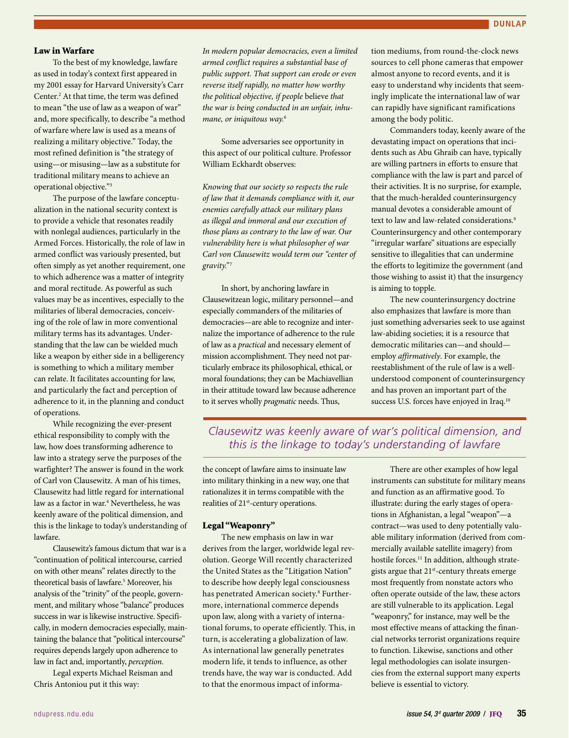### Law in Warfare

To the best of my knowledge, lawfare as used in today's context first appeared in my 2001 essay for Harvard University's Carr Center.[2] At that time, the term was defined to mean "the use of law as a weapon of war" and, more specifically, to describe "a method of warfare where law is used as a means of realizing a military objective." Today, the most refined definition is "the strategy of using—or misusing—law as a substitute for traditional military means to achieve an operational objective."[3]

The purpose of the lawfare conceptualization in the national security context is to provide a vehicle that resonates readily with nonlegal audiences, particularly in the Armed Forces. Historically, the role of law in armed conflict was variously presented, but often simply as yet another requirement, one to which adherence was a matter of integrity and moral rectitude. As powerful as such values may be as incentives, especially to the militaries of liberal democracies, conceiving of the role of law in more conventional military terms has its advantages. Understanding that the law can be wielded much like a weapon by either side in a belligerency is something to which a military member can relate. It facilitates accounting for law, and particularly the fact and perception of adherence to it, in the planning and conduct of operations.

While recognizing the ever-present ethical responsibility to comply with the law, how does transforming adherence to law into a strategy serve the purposes of the warfighter? The answer is found in the work of Carl von Clausewitz. A man of his times, Clausewitz had little regard for international law as a factor in war.[4] Nevertheless, he was keenly aware of the political dimension, and this is the linkage to today's understanding of lawfare.

Clausewitz's famous dictum that war is a "continuation of political intercourse, carried on with other means" relates directly to the theoretical basis of lawfare.[5] Moreover, his analysis of the "trinity" of the people, government, and military whose "balance" produces success in war is likewise instructive. Specifically, in modern democracies especially, maintaining the balance that "political intercourse" requires depends largely upon adherence to law in fact and, importantly, *perception*.

Legal experts Michael Reisman and Chris Antoniou put it this way:

> *In modern popular democracies, even a limited armed conflict requires a substantial base of public support. That support can erode or even reverse itself rapidly, no matter how worthy the political objective, if people* believe *that the war is being conducted in an unfair, inhumane, or iniquitous way.*[6]

Some adversaries see opportunity in this aspect of our political culture. Professor William Eckhardt observes:

> *Knowing that our society so respects the rule of law that it demands compliance with it, our enemies carefully attack our military plans as illegal and immoral and our execution of those plans as contrary to the law of war. Our vulnerability here is what philosopher of war Carl von Clausewitz would term our "center of gravity."*[7]

In short, by anchoring lawfare in Clausewitzean logic, military personnel—and especially commanders of the militaries of democracies—are able to recognize and internalize the importance of adherence to the rule of law as a *practical* and necessary element of mission accomplishment. They need not particularly embrace its philosophical, ethical, or moral foundations; they can be Machiavellian in their attitude toward law because adherence to it serves wholly *pragmatic* needs. Thus, the concept of lawfare aims to insinuate law into military thinking in a new way, one that rationalizes it in terms compatible with the realities of 21st-century operations.

*Clausewitz was keenly aware of war's political dimension, and this is the linkage to today's understanding of lawfare*

### Legal "Weaponry"

The new emphasis on law in war derives from the larger, worldwide legal revolution. George Will recently characterized the United States as the "Litigation Nation" to describe how deeply legal consciousness has penetrated American society.[8] Furthermore, international commerce depends upon law, along with a variety of international forums, to operate efficiently. This, in turn, is accelerating a globalization of law. As international law generally penetrates modern life, it tends to influence, as other trends have, the way war is conducted. Add to that the enormous impact of information mediums, from round-the-clock news sources to cell phone cameras that empower almost anyone to record events, and it is easy to understand why incidents that seemingly implicate the international law of war can rapidly have significant ramifications among the body politic.

Commanders today, keenly aware of the devastating impact on operations that incidents such as Abu Ghraib can have, typically are willing partners in efforts to ensure that compliance with the law is part and parcel of their activities. It is no surprise, for example, that the much-heralded counterinsurgency manual devotes a considerable amount of text to law and law-related considerations.[9] Counterinsurgency and other contemporary "irregular warfare" situations are especially sensitive to illegalities that can undermine the efforts to legitimize the government (and those wishing to assist it) that the insurgency is aiming to topple.

The new counterinsurgency doctrine also emphasizes that lawfare is more than just something adversaries seek to use against law-abiding societies; it is a resource that democratic militaries can—and should—employ *affirmatively*. For example, the reestablishment of the rule of law is a well-understood component of counterinsurgency and has proven an important part of the success U.S. forces have enjoyed in Iraq.[10]

There are other examples of how legal instruments can substitute for military means and function as an affirmative good. To illustrate: during the early stages of operations in Afghanistan, a legal "weapon"—a contract—was used to deny potentially valuable military information (derived from commercially available satellite imagery) from hostile forces.[11] In addition, although strategists argue that 21st-century threats emerge most frequently from nonstate actors who often operate outside of the law, these actors are still vulnerable to its application. Legal "weaponry," for instance, may well be the most effective means of attacking the financial networks terrorist organizations require to function. Likewise, sanctions and other legal methodologies can isolate insurgencies from the external support many experts believe is essential to victory.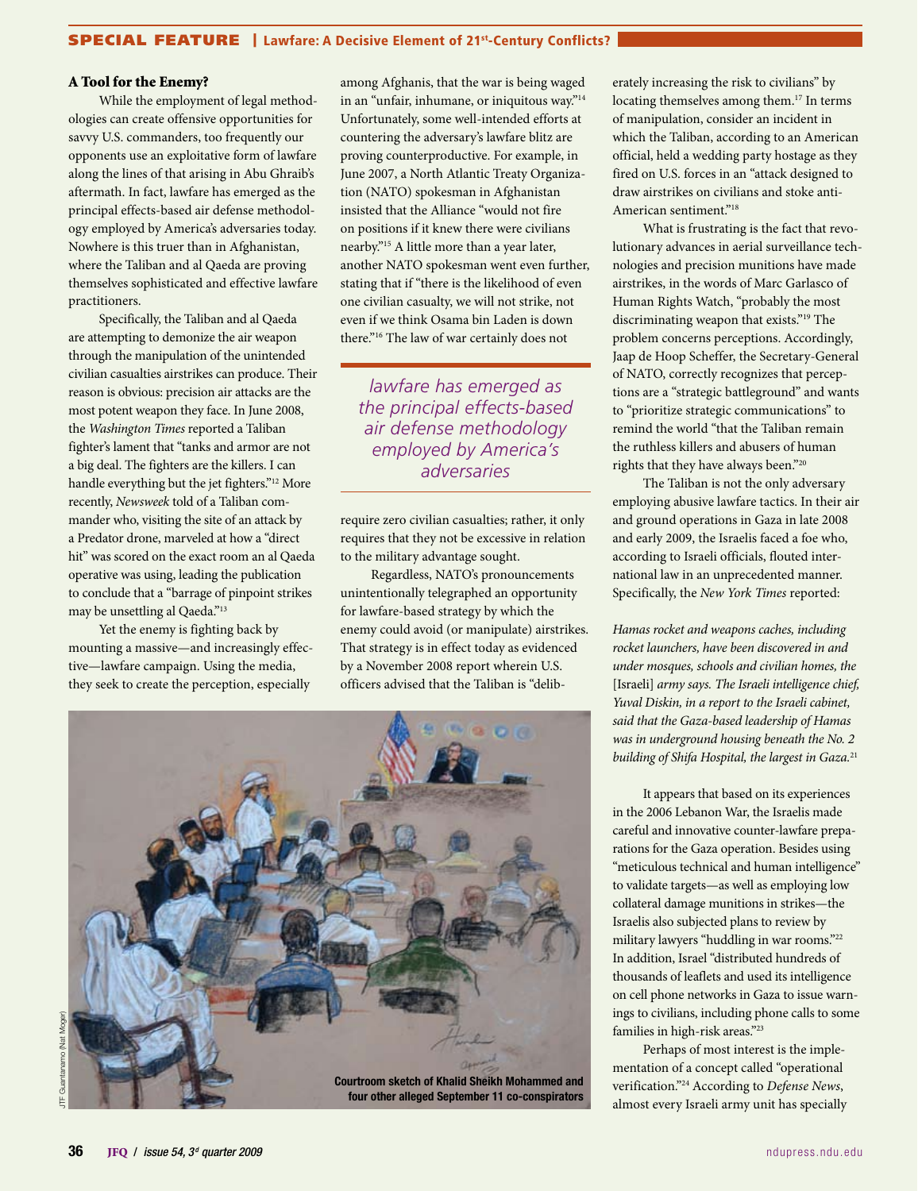### A Tool for the Enemy?

While the employment of legal methodologies can create offensive opportunities for savvy U.S. commanders, too frequently our opponents use an exploitative form of lawfare along the lines of that arising in Abu Ghraib's aftermath. In fact, lawfare has emerged as the principal effects-based air defense methodology employed by America's adversaries today. Nowhere is this truer than in Afghanistan, where the Taliban and al Qaeda are proving themselves sophisticated and effective lawfare practitioners.

Specifically, the Taliban and al Qaeda are attempting to demonize the air weapon through the manipulation of the unintended civilian casualties airstrikes can produce. Their reason is obvious: precision air attacks are the most potent weapon they face. In June 2008, the *Washington Times* reported a Taliban fighter's lament that "tanks and armor are not a big deal. The fighters are the killers. I can handle everything but the jet fighters."[12] More recently, *Newsweek* told of a Taliban commander who, visiting the site of an attack by a Predator drone, marveled at how a "direct hit" was scored on the exact room an al Qaeda operative was using, leading the publication to conclude that a "barrage of pinpoint strikes may be unsettling al Qaeda."[13]

Yet the enemy is fighting back by mounting a massive—and increasingly effective—lawfare campaign. Using the media, they seek to create the perception, especially among Afghanis, that the war is being waged in an "unfair, inhumane, or iniquitous way."[14] Unfortunately, some well-intended efforts at countering the adversary's lawfare blitz are proving counterproductive. For example, in June 2007, a North Atlantic Treaty Organization (NATO) spokesman in Afghanistan insisted that the Alliance "would not fire on positions if it knew there were civilians nearby."[15] A little more than a year later, another NATO spokesman went even further, stating that if "there is the likelihood of even one civilian casualty, we will not strike, not even if we think Osama bin Laden is down there."[16] The law of war certainly does not require zero civilian casualties; rather, it only requires that they not be excessive in relation to the military advantage sought.

> *lawfare has emerged as the principal effects-based air defense methodology employed by America's adversaries*

Regardless, NATO's pronouncements unintentionally telegraphed an opportunity for lawfare-based strategy by which the enemy could avoid (or manipulate) airstrikes. That strategy is in effect today as evidenced by a November 2008 report wherein U.S. officers advised that the Taliban is "deliberately increasing the risk to civilians" by locating themselves among them.[17] In terms of manipulation, consider an incident in which the Taliban, according to an American official, held a wedding party hostage as they fired on U.S. forces in an "attack designed to draw airstrikes on civilians and stoke anti-American sentiment."[18]

What is frustrating is the fact that revolutionary advances in aerial surveillance technologies and precision munitions have made airstrikes, in the words of Marc Garlasco of Human Rights Watch, "probably the most discriminating weapon that exists."[19] The problem concerns perceptions. Accordingly, Jaap de Hoop Scheffer, the Secretary-General of NATO, correctly recognizes that perceptions are a "strategic battleground" and wants to "prioritize strategic communications" to remind the world "that the Taliban remain the ruthless killers and abusers of human rights that they have always been."[20]

The Taliban is not the only adversary employing abusive lawfare tactics. In their air and ground operations in Gaza in late 2008 and early 2009, the Israelis faced a foe who, according to Israeli officials, flouted international law in an unprecedented manner. Specifically, the *New York Times* reported:

> *Hamas rocket and weapons caches, including rocket launchers, have been discovered in and under mosques, schools and civilian homes, the* [Israeli] *army says. The Israeli intelligence chief, Yuval Diskin, in a report to the Israeli cabinet, said that the Gaza-based leadership of Hamas was in underground housing beneath the No. 2 building of Shifa Hospital, the largest in Gaza.*[21]

It appears that based on its experiences in the 2006 Lebanon War, the Israelis made careful and innovative counter-lawfare preparations for the Gaza operation. Besides using "meticulous technical and human intelligence" to validate targets—as well as employing low collateral damage munitions in strikes—the Israelis also subjected plans to review by military lawyers "huddling in war rooms."[22] In addition, Israel "distributed hundreds of thousands of leaflets and used its intelligence on cell phone networks in Gaza to issue warnings to civilians, including phone calls to some families in high-risk areas."[23]

Perhaps of most interest is the implementation of a concept called "operational verification."[24] According to *Defense News*, almost every Israeli army unit has specially

JTF Guantanamo (Nat Moger)

Courtroom sketch of Khalid Sheikh Mohammed and four other alleged September 11 co-conspirators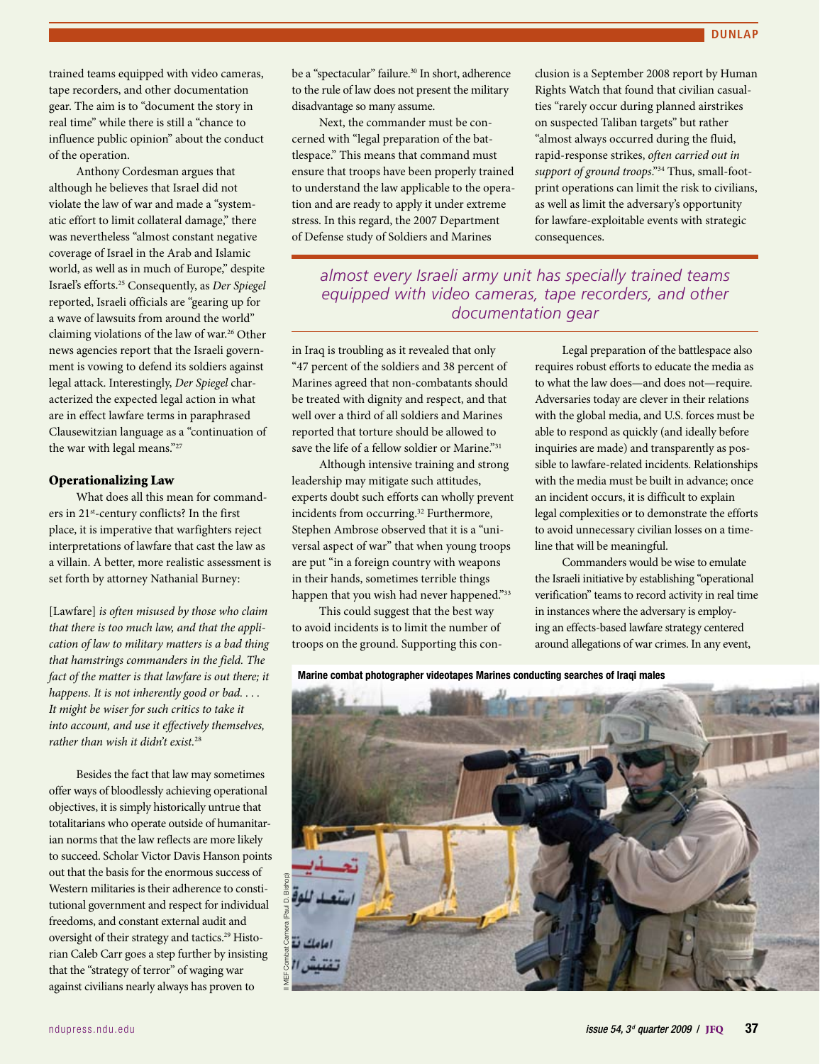trained teams equipped with video cameras, tape recorders, and other documentation gear. The aim is to "document the story in real time" while there is still a "chance to influence public opinion" about the conduct of the operation.

Anthony Cordesman argues that although he believes that Israel did not violate the law of war and made a "systematic effort to limit collateral damage," there was nevertheless "almost constant negative coverage of Israel in the Arab and Islamic world, as well as in much of Europe," despite Israel's efforts.[25] Consequently, as *Der Spiegel* reported, Israeli officials are "gearing up for a wave of lawsuits from around the world" claiming violations of the law of war.[26] Other news agencies report that the Israeli government is vowing to defend its soldiers against legal attack. Interestingly, *Der Spiegel* characterized the expected legal action in what are in effect lawfare terms in paraphrased Clausewitzian language as a "continuation of the war with legal means."[27]

### Operationalizing Law

What does all this mean for commanders in 21st-century conflicts? In the first place, it is imperative that warfighters reject interpretations of lawfare that cast the law as a villain. A better, more realistic assessment is set forth by attorney Nathanial Burney:

> [Lawfare] *is often misused by those who claim that there is too much law, and that the application of law to military matters is a bad thing that hamstrings commanders in the field. The fact of the matter is that lawfare is out there; it happens. It is not inherently good or bad. . . . It might be wiser for such critics to take it into account, and use it effectively themselves, rather than wish it didn't exist.*[28]

Besides the fact that law may sometimes offer ways of bloodlessly achieving operational objectives, it is simply historically untrue that totalitarians who operate outside of humanitarian norms that the law reflects are more likely to succeed. Scholar Victor Davis Hanson points out that the basis for the enormous success of Western militaries is their adherence to constitutional government and respect for individual freedoms, and constant external audit and oversight of their strategy and tactics.[29] Historian Caleb Carr goes a step further by insisting that the "strategy of terror" of waging war against civilians nearly always has proven to be a "spectacular" failure.[30] In short, adherence to the rule of law does not present the military disadvantage so many assume.

Next, the commander must be concerned with "legal preparation of the battlespace." This means that command must ensure that troops have been properly trained to understand the law applicable to the operation and are ready to apply it under extreme stress. In this regard, the 2007 Department of Defense study of Soldiers and Marines in Iraq is troubling as it revealed that only "47 percent of the soldiers and 38 percent of Marines agreed that non-combatants should be treated with dignity and respect, and that well over a third of all soldiers and Marines reported that torture should be allowed to save the life of a fellow soldier or Marine."[31]

Although intensive training and strong leadership may mitigate such attitudes, experts doubt such efforts can wholly prevent incidents from occurring.[32] Furthermore, Stephen Ambrose observed that it is a "universal aspect of war" that when young troops are put "in a foreign country with weapons in their hands, sometimes terrible things happen that you wish had never happened."[33]

This could suggest that the best way to avoid incidents is to limit the number of troops on the ground. Supporting this conclusion is a September 2008 report by Human Rights Watch that found that civilian casualties "rarely occur during planned airstrikes on suspected Taliban targets" but rather "almost always occurred during the fluid, rapid-response strikes, *often carried out in support of ground troops*."[34] Thus, small-footprint operations can limit the risk to civilians, as well as limit the adversary's opportunity for lawfare-exploitable events with strategic consequences.

*almost every Israeli army unit has specially trained teams equipped with video cameras, tape recorders, and other documentation gear*

Legal preparation of the battlespace also requires robust efforts to educate the media as to what the law does—and does not—require. Adversaries today are clever in their relations with the global media, and U.S. forces must be able to respond as quickly (and ideally before inquiries are made) and transparently as possible to lawfare-related incidents. Relationships with the media must be built in advance; once an incident occurs, it is difficult to explain legal complexities or to demonstrate the efforts to avoid unnecessary civilian losses on a timeline that will be meaningful.

Commanders would be wise to emulate the Israeli initiative by establishing "operational verification" teams to record activity in real time in instances where the adversary is employing an effects-based lawfare strategy centered around allegations of war crimes. In any event,

**Marine combat photographer videotapes Marines conducting searches of Iraqi males**

II MEF Combat Camera (Paul D. Bishop)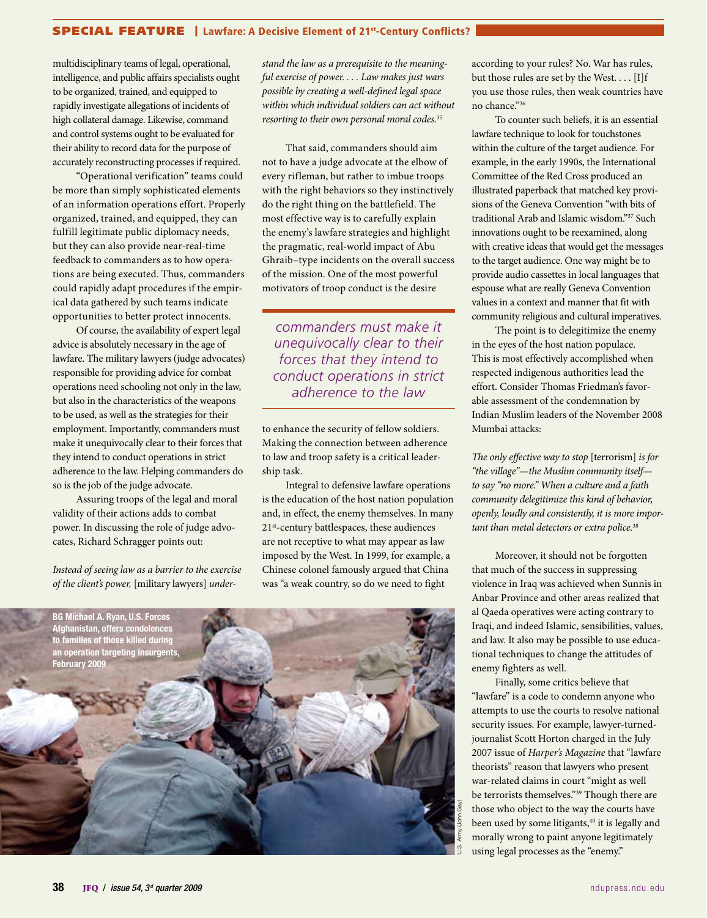multidisciplinary teams of legal, operational, intelligence, and public affairs specialists ought to be organized, trained, and equipped to rapidly investigate allegations of incidents of high collateral damage. Likewise, command and control systems ought to be evaluated for their ability to record data for the purpose of accurately reconstructing processes if required.

"Operational verification" teams could be more than simply sophisticated elements of an information operations effort. Properly organized, trained, and equipped, they can fulfill legitimate public diplomacy needs, but they can also provide near-real-time feedback to commanders as to how operations are being executed. Thus, commanders could rapidly adapt procedures if the empirical data gathered by such teams indicate opportunities to better protect innocents.

Of course, the availability of expert legal advice is absolutely necessary in the age of lawfare. The military lawyers (judge advocates) responsible for providing advice for combat operations need schooling not only in the law, but also in the characteristics of the weapons to be used, as well as the strategies for their employment. Importantly, commanders must make it unequivocally clear to their forces that they intend to conduct operations in strict adherence to the law. Helping commanders do so is the job of the judge advocate.

Assuring troops of the legal and moral validity of their actions adds to combat power. In discussing the role of judge advocates, Richard Schragger points out:

> *Instead of seeing law as a barrier to the exercise of the client's power,* [military lawyers] *understand the law as a prerequisite to the meaningful exercise of power. . . . Law makes just wars possible by creating a well-defined legal space within which individual soldiers can act without resorting to their own personal moral codes.*[35]

That said, commanders should aim not to have a judge advocate at the elbow of every rifleman, but rather to imbue troops with the right behaviors so they instinctively do the right thing on the battlefield. The most effective way is to carefully explain the enemy's lawfare strategies and highlight the pragmatic, real-world impact of Abu Ghraib–type incidents on the overall success of the mission. One of the most powerful motivators of troop conduct is the desire to enhance the security of fellow soldiers. Making the connection between adherence to law and troop safety is a critical leadership task.

*commanders must make it unequivocally clear to their forces that they intend to conduct operations in strict adherence to the law*

Integral to defensive lawfare operations is the education of the host nation population and, in effect, the enemy themselves. In many 21st-century battlespaces, these audiences are not receptive to what may appear as law imposed by the West. In 1999, for example, a Chinese colonel famously argued that China was "a weak country, so do we need to fight according to your rules? No. War has rules, but those rules are set by the West. . . . [I]f you use those rules, then weak countries have no chance."[36]

To counter such beliefs, it is an essential lawfare technique to look for touchstones within the culture of the target audience. For example, in the early 1990s, the International Committee of the Red Cross produced an illustrated paperback that matched key provisions of the Geneva Convention "with bits of traditional Arab and Islamic wisdom."[37] Such innovations ought to be reexamined, along with creative ideas that would get the messages to the target audience. One way might be to provide audio cassettes in local languages that espouse what are really Geneva Convention values in a context and manner that fit with community religious and cultural imperatives.

The point is to delegitimize the enemy in the eyes of the host nation populace. This is most effectively accomplished when respected indigenous authorities lead the effort. Consider Thomas Friedman's favorable assessment of the condemnation by Indian Muslim leaders of the November 2008 Mumbai attacks:

> *The only effective way to stop* [terrorism] *is for "the village"—the Muslim community itself—to say "no more." When a culture and a faith community delegitimize this kind of behavior, openly, loudly and consistently, it is more important than metal detectors or extra police.*[38]

Moreover, it should not be forgotten that much of the success in suppressing violence in Iraq was achieved when Sunnis in Anbar Province and other areas realized that al Qaeda operatives were acting contrary to Iraqi, and indeed Islamic, sensibilities, values, and law. It also may be possible to use educational techniques to change the attitudes of enemy fighters as well.

Finally, some critics believe that "lawfare" is a code to condemn anyone who attempts to use the courts to resolve national security issues. For example, lawyer-turned-journalist Scott Horton charged in the July 2007 issue of *Harper's Magazine* that "lawfare theorists" reason that lawyers who present war-related claims in court "might as well be terrorists themselves."[39] Though there are those who object to the way the courts have been used by some litigants,[40] it is legally and morally wrong to paint anyone legitimately using legal processes as the "enemy."

BG Michael A. Ryan, U.S. Forces Afghanistan, offers condolences to families of those killed during an operation targeting insurgents, February 2009

U.S. Army (John Gay)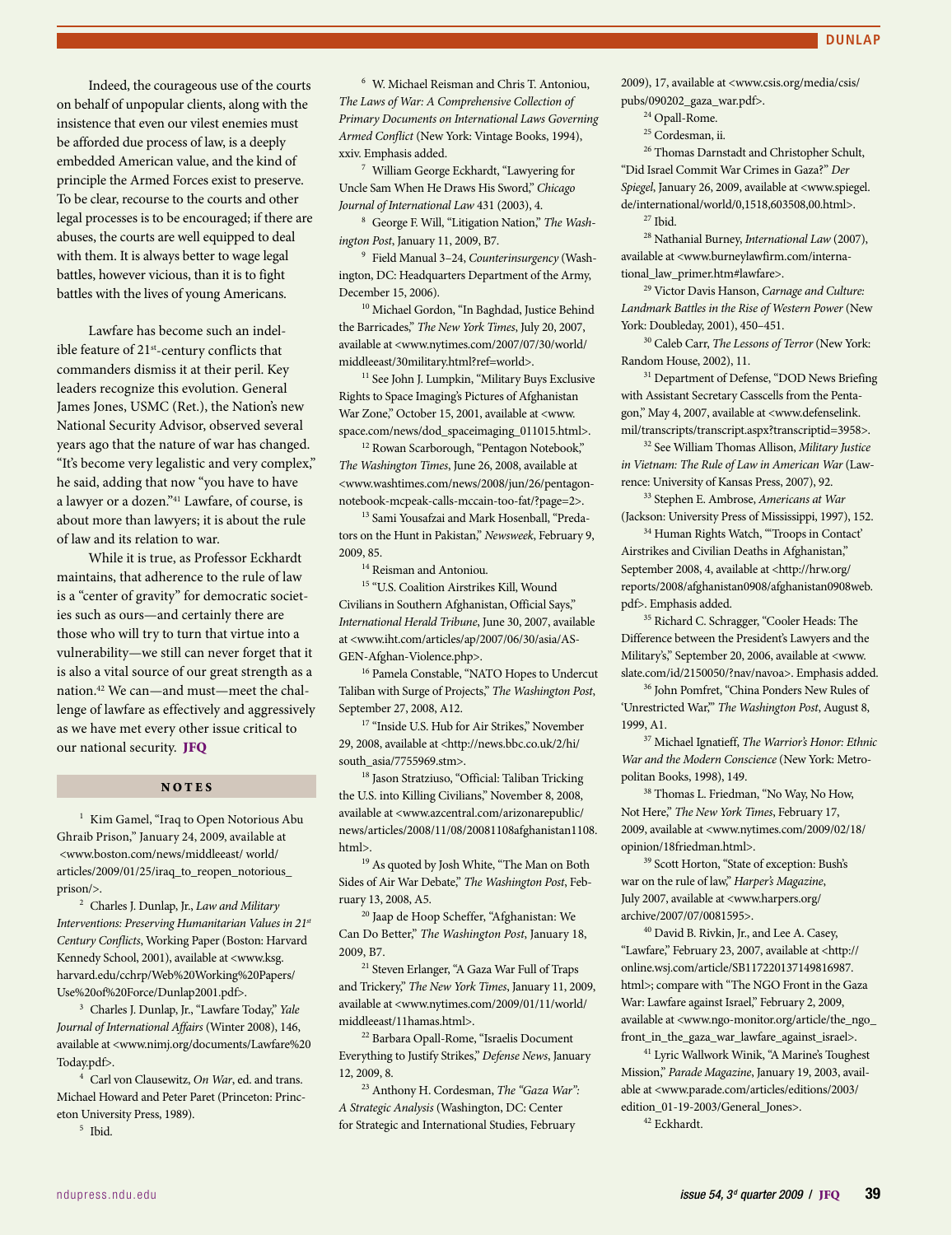Indeed, the courageous use of the courts on behalf of unpopular clients, along with the insistence that even our vilest enemies must be afforded due process of law, is a deeply embedded American value, and the kind of principle the Armed Forces exist to preserve. To be clear, recourse to the courts and other legal processes is to be encouraged; if there are abuses, the courts are well equipped to deal with them. It is always better to wage legal battles, however vicious, than it is to fight battles with the lives of young Americans.

Lawfare has become such an indelible feature of 21st-century conflicts that commanders dismiss it at their peril. Key leaders recognize this evolution. General James Jones, USMC (Ret.), the Nation's new National Security Advisor, observed several years ago that the nature of war has changed. "It's become very legalistic and very complex," he said, adding that now "you have to have a lawyer or a dozen."[41] Lawfare, of course, is about more than lawyers; it is about the rule of law and its relation to war.

While it is true, as Professor Eckhardt maintains, that adherence to the rule of law is a "center of gravity" for democratic societies such as ours—and certainly there are those who will try to turn that virtue into a vulnerability—we still can never forget that it is also a vital source of our great strength as a nation.[42] We can—and must—meet the challenge of lawfare as effectively and aggressively as we have met every other issue critical to our national security. **JFQ**

## NOTES

[1] Kim Gamel, "Iraq to Open Notorious Abu Ghraib Prison," January 24, 2009, available at <www.boston.com/news/middleeast/ world/articles/2009/01/25/iraq_to_reopen_notorious_prison/>.

[2] Charles J. Dunlap, Jr., *Law and Military Interventions: Preserving Humanitarian Values in 21st Century Conflicts*, Working Paper (Boston: Harvard Kennedy School, 2001), available at <www.ksg.harvard.edu/cchrp/Web%20Working%20Papers/Use%20of%20Force/Dunlap2001.pdf>.

[3] Charles J. Dunlap, Jr., "Lawfare Today," *Yale Journal of International Affairs* (Winter 2008), 146, available at <www.nimj.org/documents/Lawfare%20Today.pdf>.

[4] Carl von Clausewitz, *On War*, ed. and trans. Michael Howard and Peter Paret (Princeton: Princeton University Press, 1989).

[5] Ibid.

[6] W. Michael Reisman and Chris T. Antoniou, *The Laws of War: A Comprehensive Collection of Primary Documents on International Laws Governing Armed Conflict* (New York: Vintage Books, 1994), xxiv. Emphasis added.

[7] William George Eckhardt, "Lawyering for Uncle Sam When He Draws His Sword," *Chicago Journal of International Law* 431 (2003), 4.

[8] George F. Will, "Litigation Nation," *The Washington Post*, January 11, 2009, B7.

[9] Field Manual 3–24, *Counterinsurgency* (Washington, DC: Headquarters Department of the Army, December 15, 2006).

[10] Michael Gordon, "In Baghdad, Justice Behind the Barricades," *The New York Times*, July 20, 2007, available at <www.nytimes.com/2007/07/30/world/middleeast/30military.html?ref=world>.

[11] See John J. Lumpkin, "Military Buys Exclusive Rights to Space Imaging's Pictures of Afghanistan War Zone," October 15, 2001, available at <www.space.com/news/dod_spaceimaging_011015.html>.

[12] Rowan Scarborough, "Pentagon Notebook," *The Washington Times*, June 26, 2008, available at <www.washtimes.com/news/2008/jun/26/pentagon-notebook-mcpeak-calls-mccain-too-fat/?page=2>.

[13] Sami Yousafzai and Mark Hosenball, "Predators on the Hunt in Pakistan," *Newsweek*, February 9, 2009, 85.

[14] Reisman and Antoniou.

[15] "U.S. Coalition Airstrikes Kill, Wound Civilians in Southern Afghanistan, Official Says," *International Herald Tribune*, June 30, 2007, available at <www.iht.com/articles/ap/2007/06/30/asia/AS-GEN-Afghan-Violence.php>.

[16] Pamela Constable, "NATO Hopes to Undercut Taliban with Surge of Projects," *The Washington Post*, September 27, 2008, A12.

[17] "Inside U.S. Hub for Air Strikes," November 29, 2008, available at <http://news.bbc.co.uk/2/hi/south_asia/7755969.stm>.

[18] Jason Stratziuso, "Official: Taliban Tricking the U.S. into Killing Civilians," November 8, 2008, available at <www.azcentral.com/arizonarepublic/news/articles/2008/11/08/20081108afghanistan1108.html>.

[19] As quoted by Josh White, "The Man on Both Sides of Air War Debate," *The Washington Post*, February 13, 2008, A5.

[20] Jaap de Hoop Scheffer, "Afghanistan: We Can Do Better," *The Washington Post*, January 18, 2009, B7.

[21] Steven Erlanger, "A Gaza War Full of Traps and Trickery," *The New York Times*, January 11, 2009, available at <www.nytimes.com/2009/01/11/world/middleeast/11hamas.html>.

[22] Barbara Opall-Rome, "Israelis Document Everything to Justify Strikes," *Defense News*, January 12, 2009, 8.

[23] Anthony H. Cordesman, *The "Gaza War": A Strategic Analysis* (Washington, DC: Center for Strategic and International Studies, February 2009), 17, available at <www.csis.org/media/csis/pubs/090202_gaza_war.pdf>.

[24] Opall-Rome.

[25] Cordesman, ii.

[26] Thomas Darnstadt and Christopher Schult, "Did Israel Commit War Crimes in Gaza?" *Der Spiegel*, January 26, 2009, available at <www.spiegel.de/international/world/0,1518,603508,00.html>.

[27] Ibid.

[28] Nathanial Burney, *International Law* (2007), available at <www.burneylawfirm.com/international_law_primer.htm#lawfare>.

[29] Victor Davis Hanson, *Carnage and Culture: Landmark Battles in the Rise of Western Power* (New York: Doubleday, 2001), 450–451.

[30] Caleb Carr, *The Lessons of Terror* (New York: Random House, 2002), 11.

[31] Department of Defense, "DOD News Briefing with Assistant Secretary Casscells from the Pentagon," May 4, 2007, available at <www.defenselink.mil/transcripts/transcript.aspx?transcriptid=3958>.

[32] See William Thomas Allison, *Military Justice in Vietnam: The Rule of Law in American War* (Lawrence: University of Kansas Press, 2007), 92.

[33] Stephen E. Ambrose, *Americans at War* (Jackson: University Press of Mississippi, 1997), 152.

[34] Human Rights Watch, "'Troops in Contact' Airstrikes and Civilian Deaths in Afghanistan," September 2008, 4, available at <http://hrw.org/reports/2008/afghanistan0908/afghanistan0908web.pdf>. Emphasis added.

[35] Richard C. Schragger, "Cooler Heads: The Difference between the President's Lawyers and the Military's," September 20, 2006, available at <www.slate.com/id/2150050/?nav/navoa>. Emphasis added.

[36] John Pomfret, "China Ponders New Rules of 'Unrestricted War,'" *The Washington Post*, August 8, 1999, A1.

[37] Michael Ignatieff, *The Warrior's Honor: Ethnic War and the Modern Conscience* (New York: Metropolitan Books, 1998), 149.

[38] Thomas L. Friedman, "No Way, No How, Not Here," *The New York Times*, February 17, 2009, available at <www.nytimes.com/2009/02/18/opinion/18friedman.html>.

[39] Scott Horton, "State of exception: Bush's war on the rule of law," *Harper's Magazine*, July 2007, available at <www.harpers.org/archive/2007/07/0081595>.

[40] David B. Rivkin, Jr., and Lee A. Casey, "Lawfare," February 23, 2007, available at <http://online.wsj.com/article/SB117220137149816987.html>; compare with "The NGO Front in the Gaza War: Lawfare against Israel," February 2, 2009, available at <www.ngo-monitor.org/article/the_ngo_front_in_the_gaza_war_lawfare_against_israel>.

[41] Lyric Wallwork Winik, "A Marine's Toughest Mission," *Parade Magazine*, January 19, 2003, available at <www.parade.com/articles/editions/2003/edition_01-19-2003/General_Jones>.

[42] Eckhardt.